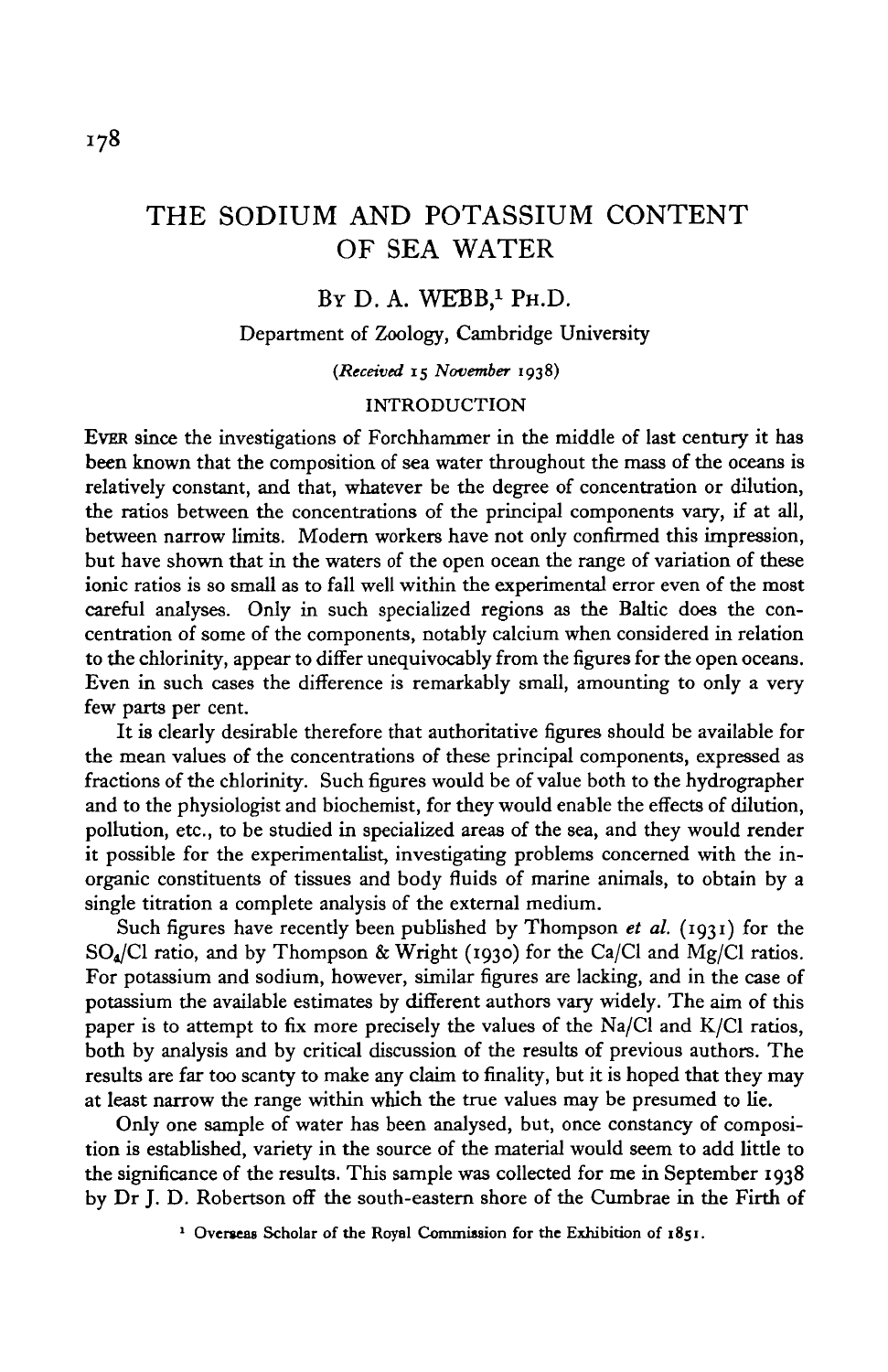# THE SODIUM AND POTASSIUM CONTENT OF SEA WATER

By D. A. WEBB,[1] Ph.D.

Department of Zoology, Cambridge University

*(Received 15 November 1938)*

## INTRODUCTION

Ever since the investigations of Forchhammer in the middle of last century it has been known that the composition of sea water throughout the mass of the oceans is relatively constant, and that, whatever be the degree of concentration or dilution, the ratios between the concentrations of the principal components vary, if at all, between narrow limits. Modern workers have not only confirmed this impression, but have shown that in the waters of the open ocean the range of variation of these ionic ratios is so small as to fall well within the experimental error even of the most careful analyses. Only in such specialized regions as the Baltic does the concentration of some of the components, notably calcium when considered in relation to the chlorinity, appear to differ unequivocably from the figures for the open oceans. Even in such cases the difference is remarkably small, amounting to only a very few parts per cent.

It is clearly desirable therefore that authoritative figures should be available for the mean values of the concentrations of these principal components, expressed as fractions of the chlorinity. Such figures would be of value both to the hydrographer and to the physiologist and biochemist, for they would enable the effects of dilution, pollution, etc., to be studied in specialized areas of the sea, and they would render it possible for the experimentalist, investigating problems concerned with the inorganic constituents of tissues and body fluids of marine animals, to obtain by a single titration a complete analysis of the external medium.

Such figures have recently been published by Thompson *et al.* (1931) for the $SO_4$/Cl ratio, and by Thompson & Wright (1930) for the Ca/Cl and Mg/Cl ratios. For potassium and sodium, however, similar figures are lacking, and in the case of potassium the available estimates by different authors vary widely. The aim of this paper is to attempt to fix more precisely the values of the Na/Cl and K/Cl ratios, both by analysis and by critical discussion of the results of previous authors. The results are far too scanty to make any claim to finality, but it is hoped that they may at least narrow the range within which the true values may be presumed to lie.

Only one sample of water has been analysed, but, once constancy of composition is established, variety in the source of the material would seem to add little to the significance of the results. This sample was collected for me in September 1938 by Dr J. D. Robertson off the south-eastern shore of the Cumbrae in the Firth of

[1] Overseas Scholar of the Royal Commission for the Exhibition of 1851.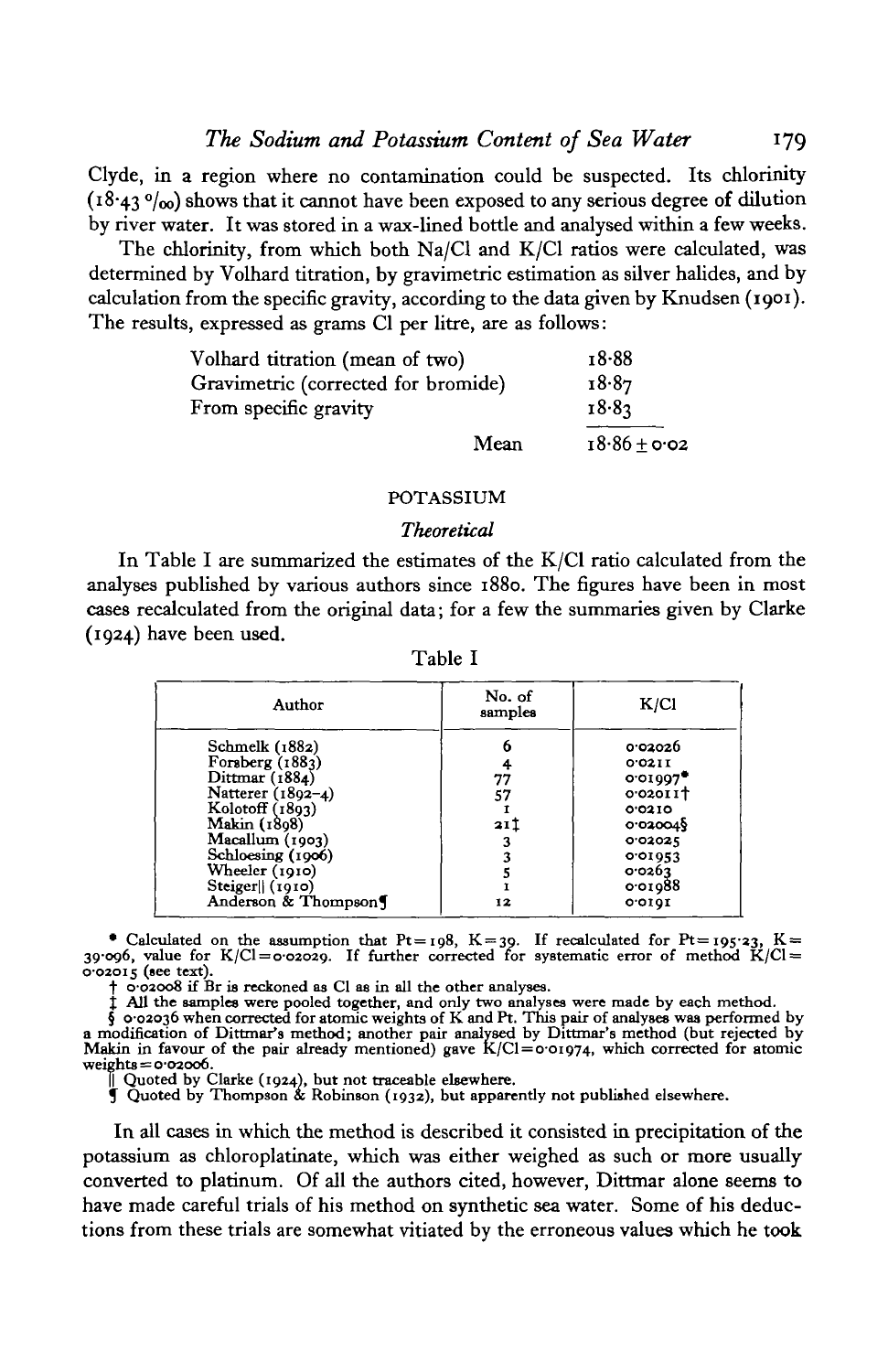Clyde, in a region where no contamination could be suspected. Its chlorinity (18·43 ‰) shows that it cannot have been exposed to any serious degree of dilution by river water. It was stored in a wax-lined bottle and analysed within a few weeks.

The chlorinity, from which both Na/Cl and K/Cl ratios were calculated, was determined by Volhard titration, by gravimetric estimation as silver halides, and by calculation from the specific gravity, according to the data given by Knudsen (1901). The results, expressed as grams Cl per litre, are as follows:

| | |
|---|---|
| Volhard titration (mean of two) | 18·88 |
| Gravimetric (corrected for bromide) | 18·87 |
| From specific gravity | 18·83 |
| Mean | 18·86 ± 0·02 |

## POTASSIUM

### *Theoretical*

In Table I are summarized the estimates of the K/Cl ratio calculated from the analyses published by various authors since 1880. The figures have been in most cases recalculated from the original data; for a few the summaries given by Clarke (1924) have been used.

Table I

| Author | No. of samples | K/Cl |
|---|---|---|
| Schmelk (1882) | 6 | 0·02026 |
| Forsberg (1883) | 4 | 0·0211 |
| Dittmar (1884) | 77 | 0·01997* |
| Natterer (1892–4) | 57 | 0·02011† |
| Kolotoff (1893) | 1 | 0·0210 |
| Makin (1898) | 21‡ | 0·02004§ |
| Macallum (1903) | 3 | 0·02025 |
| Schloesing (1906) | 3 | 0·01953 |
| Wheeler (1910) | 5 | 0·0263 |
| Steiger‖ (1910) | 1 | 0·01988 |
| Anderson & Thompson¶ | 12 | 0·0191 |

\* Calculated on the assumption that Pt = 198, K = 39. If recalculated for Pt = 195·23, K = 39·096, value for K/Cl = 0·02029. If further corrected for systematic error of method K/Cl = 0·02015 (see text).

† 0·02008 if Br is reckoned as Cl as in all the other analyses.

‡ All the samples were pooled together, and only two analyses were made by each method.

§ 0·02036 when corrected for atomic weights of K and Pt. This pair of analyses was performed by a modification of Dittmar's method; another pair analysed by Dittmar's method (but rejected by Makin in favour of the pair already mentioned) gave K/Cl = 0·01974, which corrected for atomic weights = 0·02006.

‖ Quoted by Clarke (1924), but not traceable elsewhere.

¶ Quoted by Thompson & Robinson (1932), but apparently not published elsewhere.

In all cases in which the method is described it consisted in precipitation of the potassium as chloroplatinate, which was either weighed as such or more usually converted to platinum. Of all the authors cited, however, Dittmar alone seems to have made careful trials of his method on synthetic sea water. Some of his deductions from these trials are somewhat vitiated by the erroneous values which he took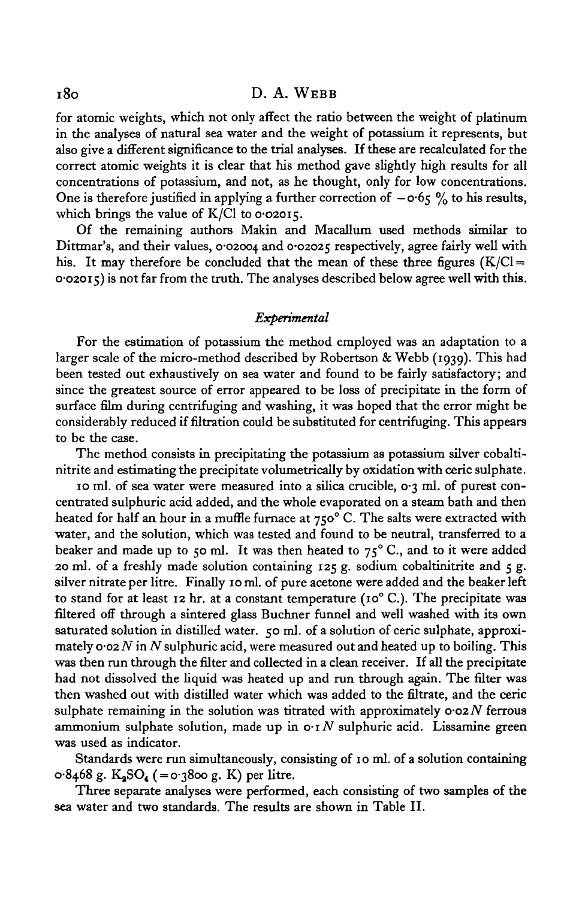for atomic weights, which not only affect the ratio between the weight of platinum in the analyses of natural sea water and the weight of potassium it represents, but also give a different significance to the trial analyses. If these are recalculated for the correct atomic weights it is clear that his method gave slightly high results for all concentrations of potassium, and not, as he thought, only for low concentrations. One is therefore justified in applying a further correction of $-0.65$ % to his results, which brings the value of K/Cl to 0.02015.

Of the remaining authors Makin and Macallum used methods similar to Dittmar's, and their values, 0.02004 and 0.02025 respectively, agree fairly well with his. It may therefore be concluded that the mean of these three figures (K/Cl = 0.02015) is not far from the truth. The analyses described below agree well with this.

### *Experimental*

For the estimation of potassium the method employed was an adaptation to a larger scale of the micro-method described by Robertson & Webb (1939). This had been tested out exhaustively on sea water and found to be fairly satisfactory; and since the greatest source of error appeared to be loss of precipitate in the form of surface film during centrifuging and washing, it was hoped that the error might be considerably reduced if filtration could be substituted for centrifuging. This appears to be the case.

The method consists in precipitating the potassium as potassium silver cobaltinitrite and estimating the precipitate volumetrically by oxidation with ceric sulphate.

10 ml. of sea water were measured into a silica crucible, 0.3 ml. of purest concentrated sulphuric acid added, and the whole evaporated on a steam bath and then heated for half an hour in a muffle furnace at 750° C. The salts were extracted with water, and the solution, which was tested and found to be neutral, transferred to a beaker and made up to 50 ml. It was then heated to 75° C., and to it were added 20 ml. of a freshly made solution containing 125 g. sodium cobaltinitrite and 5 g. silver nitrate per litre. Finally 10 ml. of pure acetone were added and the beaker left to stand for at least 12 hr. at a constant temperature (10° C.). The precipitate was filtered off through a sintered glass Buchner funnel and well washed with its own saturated solution in distilled water. 50 ml. of a solution of ceric sulphate, approximately $0.02\,N$ in $N$ sulphuric acid, were measured out and heated up to boiling. This was then run through the filter and collected in a clean receiver. If all the precipitate had not dissolved the liquid was heated up and run through again. The filter was then washed out with distilled water which was added to the filtrate, and the ceric sulphate remaining in the solution was titrated with approximately $0.02\,N$ ferrous ammonium sulphate solution, made up in $0.1\,N$ sulphuric acid. Lissamine green was used as indicator.

Standards were run simultaneously, consisting of 10 ml. of a solution containing 0.8468 g. $K_2SO_4$ (= 0.3800 g. K) per litre.

Three separate analyses were performed, each consisting of two samples of the sea water and two standards. The results are shown in Table II.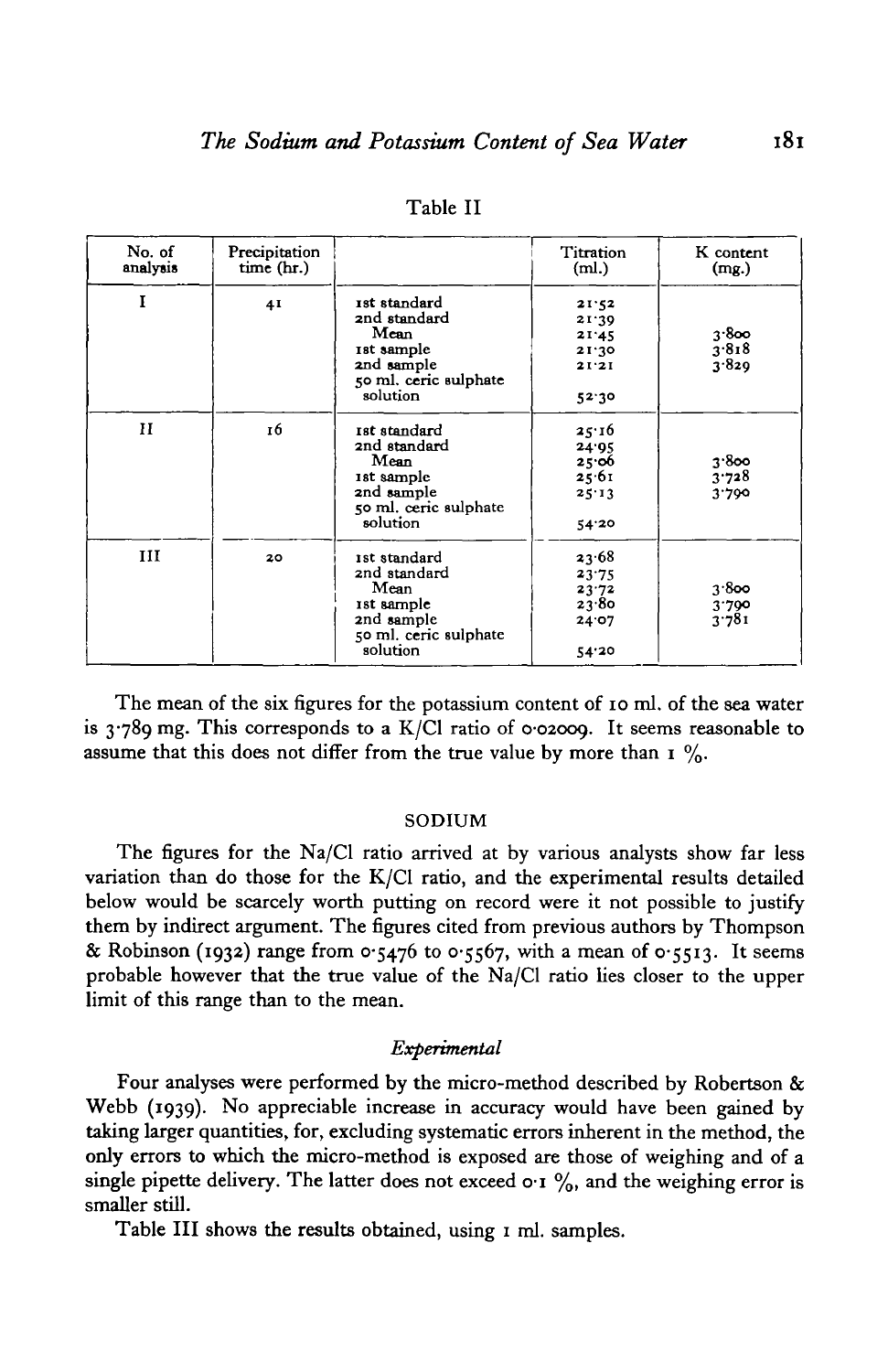Table II

| No. of analysis | Precipitation time (hr.) | | Titration (ml.) | K content (mg.) |
|---|---|---|---|---|
| I | 41 | 1st standard | 21·52 | |
| | | 2nd standard | 21·39 | |
| | | Mean | 21·45 | 3·800 |
| | | 1st sample | 21·30 | 3·818 |
| | | 2nd sample | 21·21 | 3·829 |
| | | 50 ml. ceric sulphate solution | 52·30 | |
| II | 16 | 1st standard | 25·16 | |
| | | 2nd standard | 24·95 | |
| | | Mean | 25·06 | 3·800 |
| | | 1st sample | 25·61 | 3·728 |
| | | 2nd sample | 25·13 | 3·790 |
| | | 50 ml. ceric sulphate solution | 54·20 | |
| III | 20 | 1st standard | 23·68 | |
| | | 2nd standard | 23·75 | |
| | | Mean | 23·72 | 3·800 |
| | | 1st sample | 23·80 | 3·790 |
| | | 2nd sample | 24·07 | 3·781 |
| | | 50 ml. ceric sulphate solution | 54·20 | |

The mean of the six figures for the potassium content of 10 ml. of the sea water is 3·789 mg. This corresponds to a K/Cl ratio of 0·02009. It seems reasonable to assume that this does not differ from the true value by more than 1 %.

## SODIUM

The figures for the Na/Cl ratio arrived at by various analysts show far less variation than do those for the K/Cl ratio, and the experimental results detailed below would be scarcely worth putting on record were it not possible to justify them by indirect argument. The figures cited from previous authors by Thompson & Robinson (1932) range from 0·5476 to 0·5567, with a mean of 0·5513. It seems probable however that the true value of the Na/Cl ratio lies closer to the upper limit of this range than to the mean.

### *Experimental*

Four analyses were performed by the micro-method described by Robertson & Webb (1939). No appreciable increase in accuracy would have been gained by taking larger quantities, for, excluding systematic errors inherent in the method, the only errors to which the micro-method is exposed are those of weighing and of a single pipette delivery. The latter does not exceed 0·1 %, and the weighing error is smaller still.

Table III shows the results obtained, using 1 ml. samples.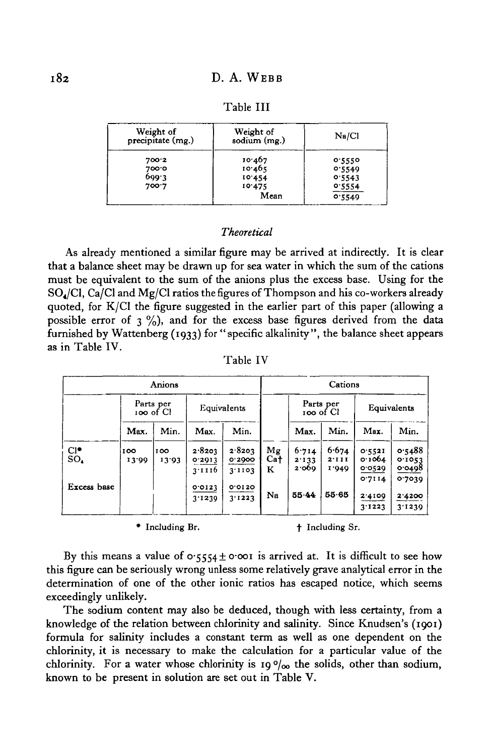Table III

| Weight of precipitate (mg.) | Weight of sodium (mg.) | Na/Cl |
|---|---|---|
| 700·2 | 10·467 | 0·5550 |
| 700·0 | 10·465 | 0·5549 |
| 699·3 | 10·454 | 0·5543 |
| 700·7 | 10·475 | 0·5554 |
| | Mean | 0·5549 |

*Theoretical*

As already mentioned a similar figure may be arrived at indirectly. It is clear that a balance sheet may be drawn up for sea water in which the sum of the cations must be equivalent to the sum of the anions plus the excess base. Using for the $SO_4$/Cl, Ca/Cl and Mg/Cl ratios the figures of Thompson and his co-workers already quoted, for K/Cl the figure suggested in the earlier part of this paper (allowing a possible error of 3 %), and for the excess base figures derived from the data furnished by Wattenberg (1933) for "specific alkalinity", the balance sheet appears as in Table IV.

Table IV

| Anions | | | | | Cations | | | | |
|---|---|---|---|---|---|---|---|---|---|
| | Parts per 100 of Cl | | Equivalents | | | Parts per 100 of Cl | | Equivalents | |
| | Max. | Min. | Max. | Min. | | Max. | Min. | Max. | Min. |
| Cl* | 100 | 100 | 2·8203 | 2·8203 | Mg | 6·714 | 6·674 | 0·5521 | 0·5488 |
| $SO_4$ | 13·99 | 13·93 | 0·2913 | 0·2900 | Ca† | 2·133 | 2·111 | 0·1064 | 0·1053 |
| | | | 3·1116 | 3·1103 | K | 2·069 | 1·949 | 0·0529 | 0·0498 |
| | | | | | | | | 0·7114 | 0·7039 |
| Excess base | | | 0·0123 | 0·0120 | | | | | |
| | | | 3·1239 | 3·1223 | Na | 55·44 | 55·65 | 2·4109 | 2·4200 |
| | | | | | | | | 3·1223 | 3·1239 |

\* Including Br. † Including Sr.

By this means a value of $0{\cdot}5554 \pm 0{\cdot}001$ is arrived at. It is difficult to see how this figure can be seriously wrong unless some relatively grave analytical error in the determination of one of the other ionic ratios has escaped notice, which seems exceedingly unlikely.

The sodium content may also be deduced, though with less certainty, from a knowledge of the relation between chlorinity and salinity. Since Knudsen's (1901) formula for salinity includes a constant term as well as one dependent on the chlorinity, it is necessary to make the calculation for a particular value of the chlorinity. For a water whose chlorinity is 19 ‰ the solids, other than sodium, known to be present in solution are set out in Table V.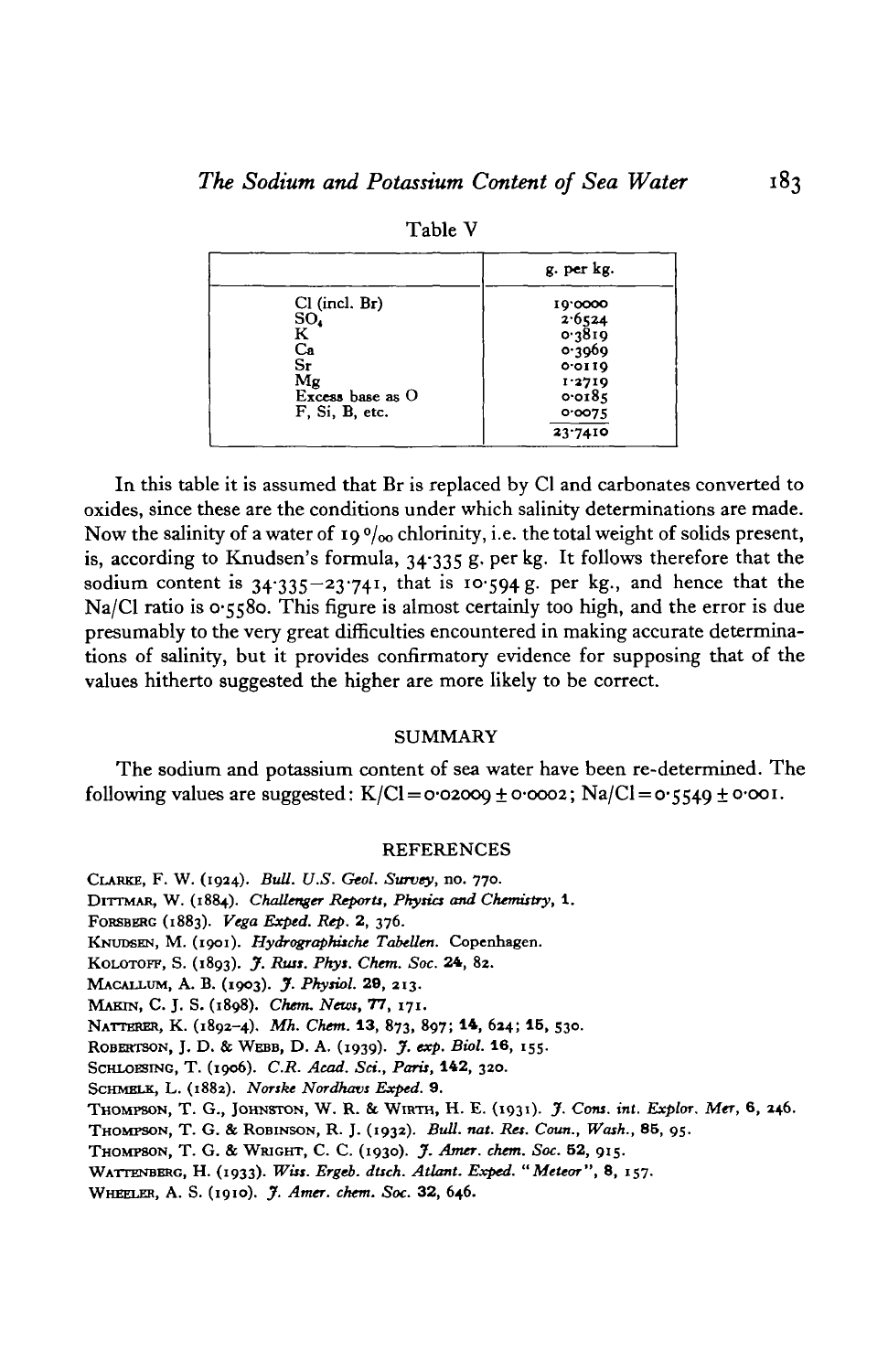Table V

| | g. per kg. |
|---|---|
| Cl (incl. Br) | 19·0000 |
| $SO_4$ | 2·6524 |
| K | 0·3819 |
| Ca | 0·3969 |
| Sr | 0·0119 |
| Mg | 1·2719 |
| Excess base as O | 0·0185 |
| F, Si, B, etc. | 0·0075 |
| | 23·7410 |

In this table it is assumed that Br is replaced by Cl and carbonates converted to oxides, since these are the conditions under which salinity determinations are made. Now the salinity of a water of 19 ‰ chlorinity, i.e. the total weight of solids present, is, according to Knudsen's formula, 34·335 g. per kg. It follows therefore that the sodium content is 34·335 − 23·741, that is 10·594 g. per kg., and hence that the Na/Cl ratio is 0·5580. This figure is almost certainly too high, and the error is due presumably to the very great difficulties encountered in making accurate determinations of salinity, but it provides confirmatory evidence for supposing that of the values hitherto suggested the higher are more likely to be correct.

## SUMMARY

The sodium and potassium content of sea water have been re-determined. The following values are suggested: K/Cl = 0·02009 ± 0·0002; Na/Cl = 0·5549 ± 0·001.

## REFERENCES

Clarke, F. W. (1924). *Bull. U.S. Geol. Survey*, no. 770.

Dittmar, W. (1884). *Challenger Reports, Physics and Chemistry*, **1**.

Forsberg (1883). *Vega Exped. Rep.* **2**, 376.

Knudsen, M. (1901). *Hydrographische Tabellen*. Copenhagen.

Kolotoff, S. (1893). *J. Russ. Phys. Chem. Soc.* **24**, 82.

Macallum, A. B. (1903). *J. Physiol.* **29**, 213.

Makin, C. J. S. (1898). *Chem. News*, **77**, 171.

Natterer, K. (1892–4). *Mh. Chem.* **13**, 873, 897; **14**, 624; **15**, 530.

Robertson, J. D. & Webb, D. A. (1939). *J. exp. Biol.* **16**, 155.

Schloesing, T. (1906). *C.R. Acad. Sci., Paris*, **142**, 320.

Schmelk, L. (1882). *Norske Nordhavs Exped.* **9**.

Thompson, T. G., Johnston, W. R. & Wirth, H. E. (1931). *J. Cons. int. Explor. Mer*, **6**, 246.

Thompson, T. G. & Robinson, R. J. (1932). *Bull. nat. Res. Coun., Wash.*, **85**, 95.

Thompson, T. G. & Wright, C. C. (1930). *J. Amer. chem. Soc.* **52**, 915.

Wattenberg, H. (1933). *Wiss. Ergeb. dtsch. Atlant. Exped. "Meteor"*, **8**, 157.

Wheeler, A. S. (1910). *J. Amer. chem. Soc.* **32**, 646.